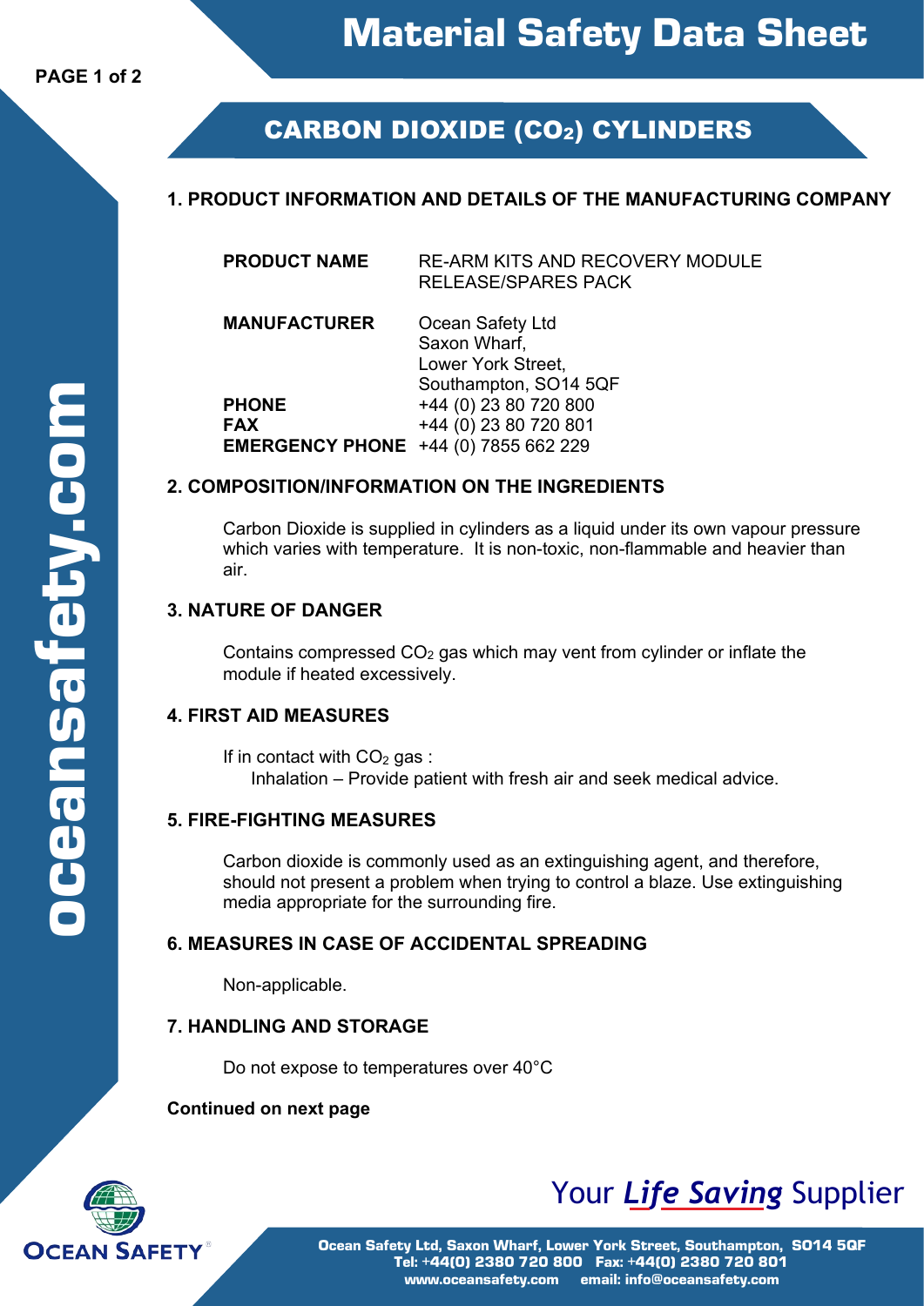# Material Safety Data Sheet

## CARBON DIOXIDE ($CO_2$) CYLINDERS

### 1. PRODUCT INFORMATION AND DETAILS OF THE MANUFACTURING COMPANY

| | |
|---|---|
| **PRODUCT NAME** | RE-ARM KITS AND RECOVERY MODULE RELEASE/SPARES PACK |
| **MANUFACTURER** | Ocean Safety Ltd<br>Saxon Wharf,<br>Lower York Street,<br>Southampton, SO14 5QF |
| **PHONE** | +44 (0) 23 80 720 800 |
| **FAX** | +44 (0) 23 80 720 801 |
| **EMERGENCY PHONE** | +44 (0) 7855 662 229 |

### 2. COMPOSITION/INFORMATION ON THE INGREDIENTS

Carbon Dioxide is supplied in cylinders as a liquid under its own vapour pressure which varies with temperature. It is non-toxic, non-flammable and heavier than air.

### 3. NATURE OF DANGER

Contains compressed $CO_2$ gas which may vent from cylinder or inflate the module if heated excessively.

### 4. FIRST AID MEASURES

If in contact with $CO_2$ gas :

Inhalation – Provide patient with fresh air and seek medical advice.

### 5. FIRE-FIGHTING MEASURES

Carbon dioxide is commonly used as an extinguishing agent, and therefore, should not present a problem when trying to control a blaze. Use extinguishing media appropriate for the surrounding fire.

### 6. MEASURES IN CASE OF ACCIDENTAL SPREADING

Non-applicable.

### 7. HANDLING AND STORAGE

Do not expose to temperatures over 40°C

**Continued on next page**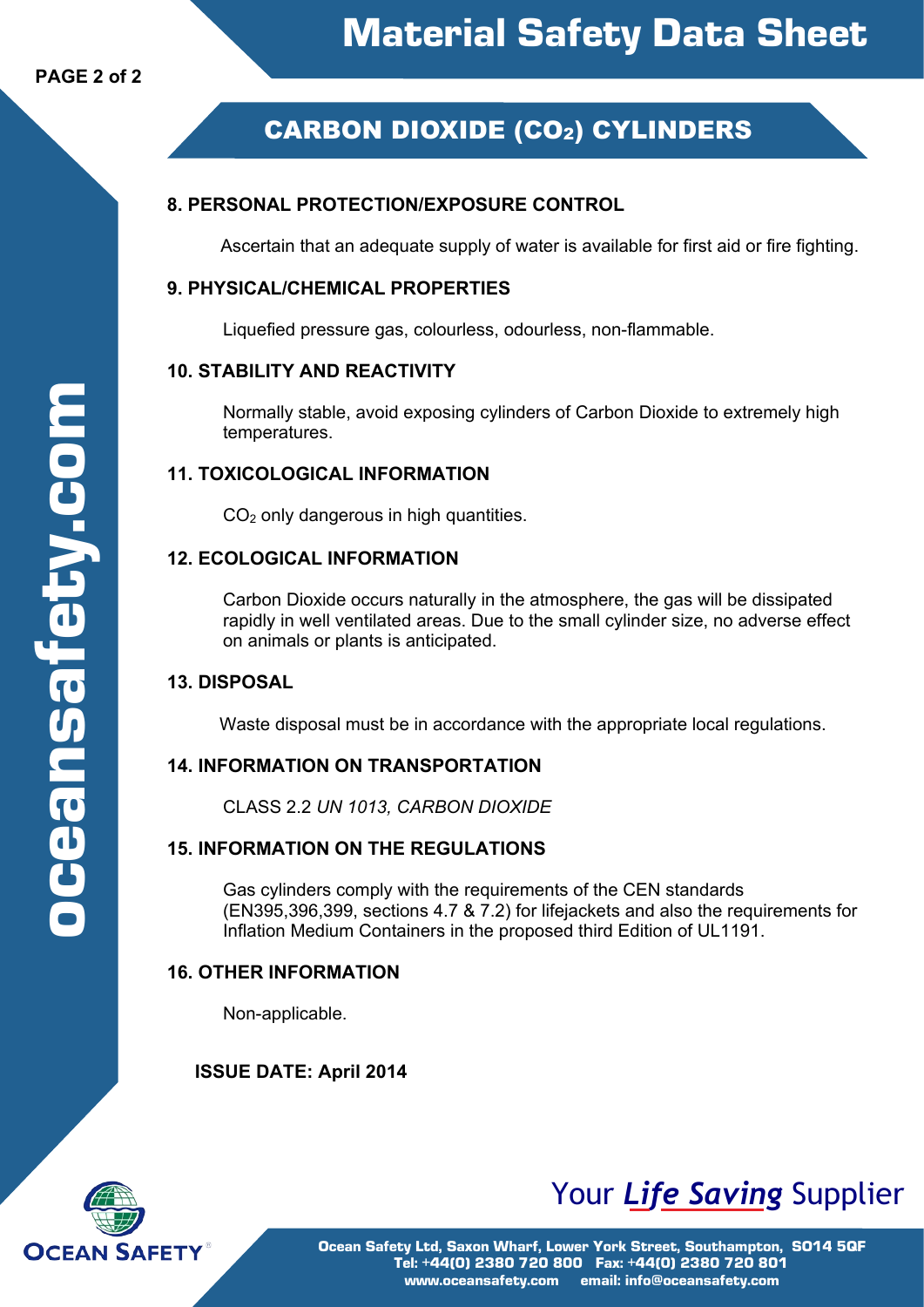# Material Safety Data Sheet

## CARBON DIOXIDE ($CO_2$) CYLINDERS

### 8. PERSONAL PROTECTION/EXPOSURE CONTROL

Ascertain that an adequate supply of water is available for first aid or fire fighting.

### 9. PHYSICAL/CHEMICAL PROPERTIES

Liquefied pressure gas, colourless, odourless, non-flammable.

### 10. STABILITY AND REACTIVITY

Normally stable, avoid exposing cylinders of Carbon Dioxide to extremely high temperatures.

### 11. TOXICOLOGICAL INFORMATION

$CO_2$ only dangerous in high quantities.

### 12. ECOLOGICAL INFORMATION

Carbon Dioxide occurs naturally in the atmosphere, the gas will be dissipated rapidly in well ventilated areas. Due to the small cylinder size, no adverse effect on animals or plants is anticipated.

### 13. DISPOSAL

Waste disposal must be in accordance with the appropriate local regulations.

### 14. INFORMATION ON TRANSPORTATION

CLASS 2.2 *UN 1013, CARBON DIOXIDE*

### 15. INFORMATION ON THE REGULATIONS

Gas cylinders comply with the requirements of the CEN standards (EN395,396,399, sections 4.7 & 7.2) for lifejackets and also the requirements for Inflation Medium Containers in the proposed third Edition of UL1191.

### 16. OTHER INFORMATION

Non-applicable.

**ISSUE DATE: April 2014**

oceansafety.com

OCEAN SAFETY®

Your *Life Saving* Supplier

**Ocean Safety Ltd, Saxon Wharf, Lower York Street, Southampton, SO14 5QF**
**Tel: +44(0) 2380 720 800 Fax: +44(0) 2380 720 801**
**www.oceansafety.com email: info@oceansafety.com**